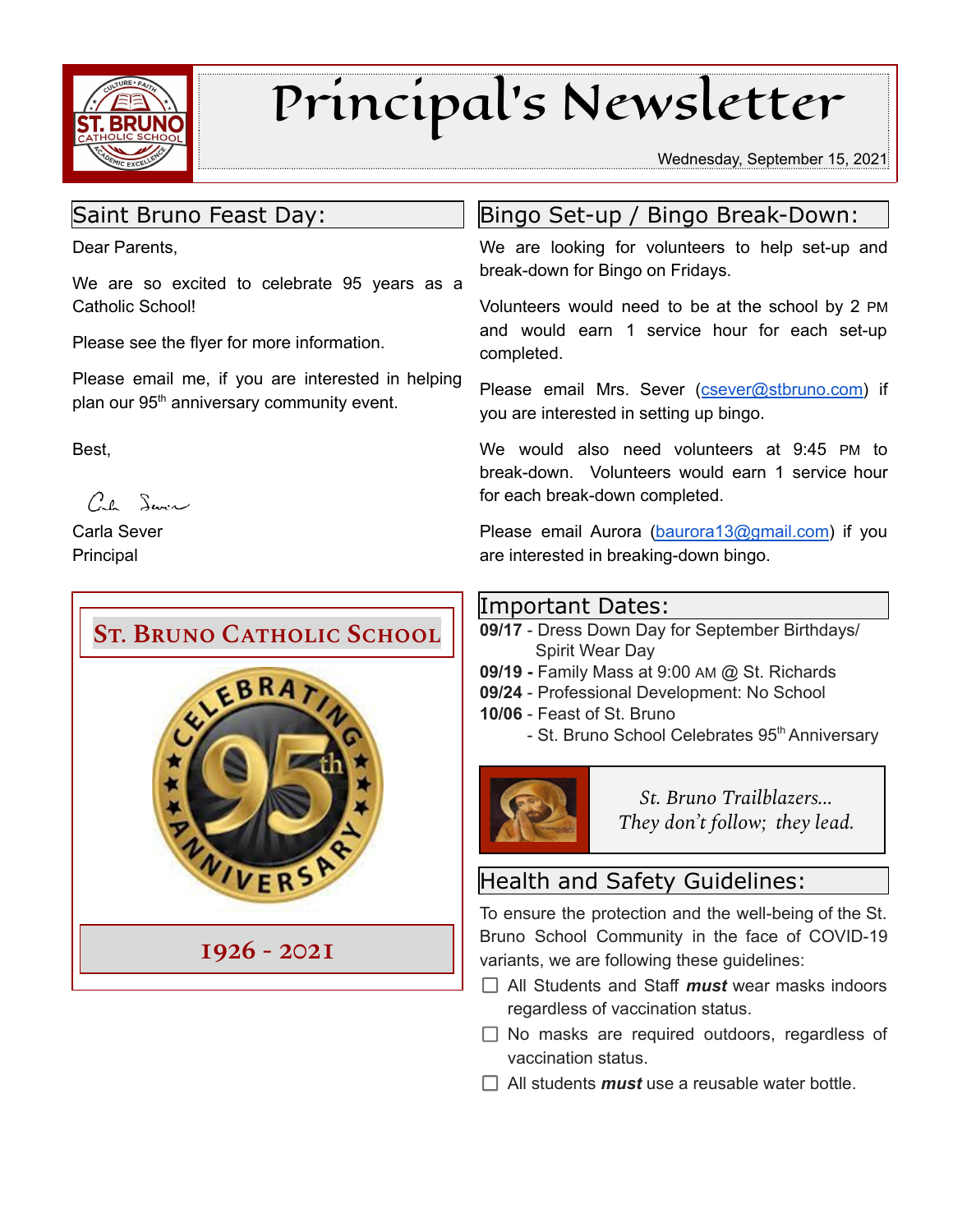# Principal's Newsletter

Wednesday, September 15, 2021

## Saint Bruno Feast Day:

Dear Parents,

We are so excited to celebrate 95 years as a Catholic School!

Please see the flyer for more information.

Please email me, if you are interested in helping plan our 95th anniversary community event.

Best,

Carla Sever
Principal

**ST. BRUNO CATHOLIC SCHOOL**

CELEBRATING 95th ANNIVERSARY

**1926 - 2021**

## Bingo Set-up / Bingo Break-Down:

We are looking for volunteers to help set-up and break-down for Bingo on Fridays.

Volunteers would need to be at the school by 2 PM and would earn 1 service hour for each set-up completed.

Please email Mrs. Sever (csever@stbruno.com) if you are interested in setting up bingo.

We would also need volunteers at 9:45 PM to break-down. Volunteers would earn 1 service hour for each break-down completed.

Please email Aurora (baurora13@gmail.com) if you are interested in breaking-down bingo.

## Important Dates:

**09/17** - Dress Down Day for September Birthdays/ Spirit Wear Day
**09/19 -** Family Mass at 9:00 AM @ St. Richards
**09/24** - Professional Development: No School
**10/06** - Feast of St. Bruno
- St. Bruno School Celebrates 95th Anniversary

*St. Bruno Trailblazers...*
*They don't follow; they lead.*

## Health and Safety Guidelines:

To ensure the protection and the well-being of the St. Bruno School Community in the face of COVID-19 variants, we are following these guidelines:

- ☐ All Students and Staff ***must*** wear masks indoors regardless of vaccination status.
- ☐ No masks are required outdoors, regardless of vaccination status.
- ☐ All students ***must*** use a reusable water bottle.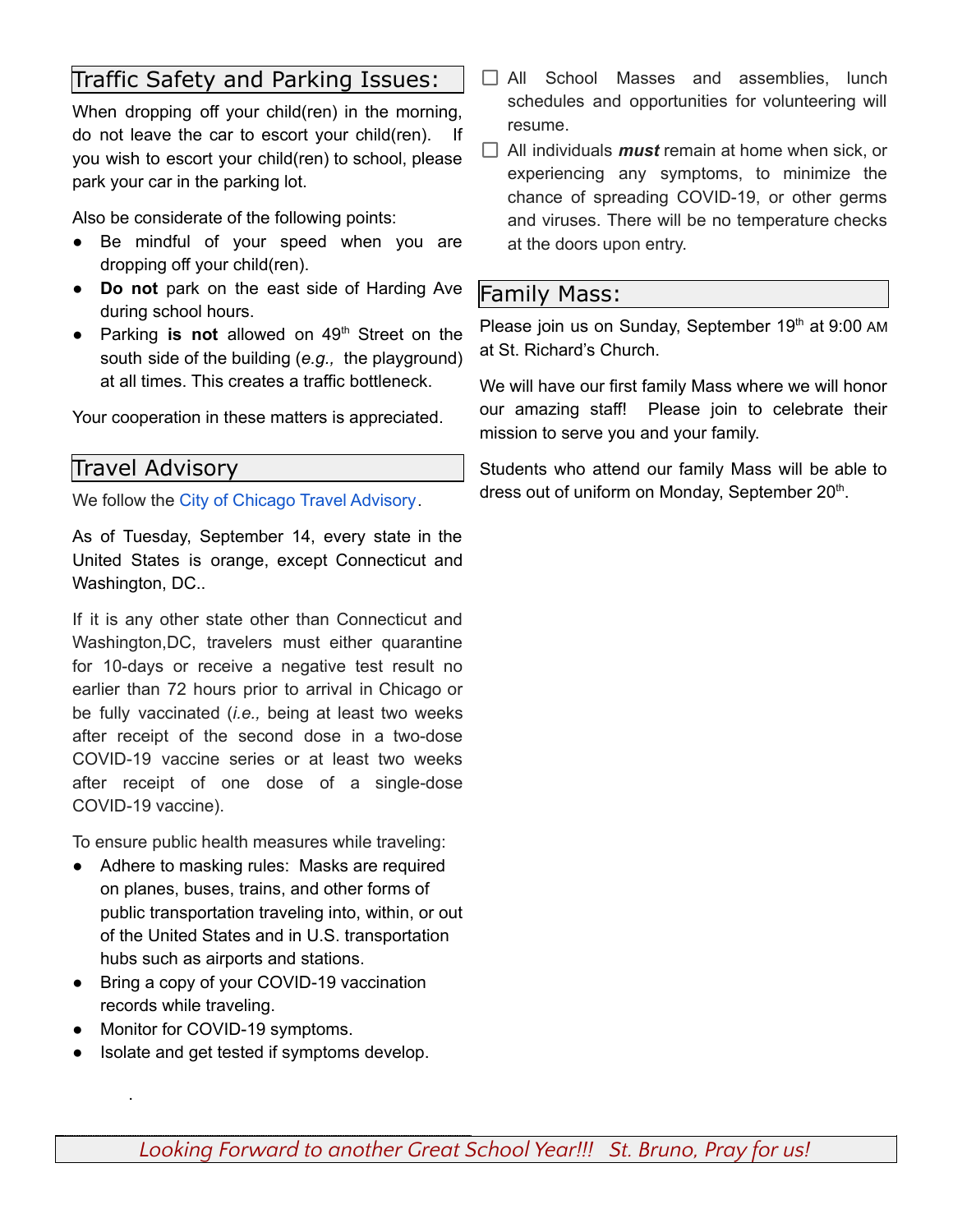## Traffic Safety and Parking Issues:

When dropping off your child(ren) in the morning, do not leave the car to escort your child(ren). If you wish to escort your child(ren) to school, please park your car in the parking lot.

Also be considerate of the following points:

- Be mindful of your speed when you are dropping off your child(ren).
- **Do not** park on the east side of Harding Ave during school hours.
- Parking **is not** allowed on 49th Street on the south side of the building (*e.g.,* the playground) at all times. This creates a traffic bottleneck.

Your cooperation in these matters is appreciated.

## Travel Advisory

We follow the City of Chicago Travel Advisory.

As of Tuesday, September 14, every state in the United States is orange, except Connecticut and Washington, DC..

If it is any other state other than Connecticut and Washington,DC, travelers must either quarantine for 10-days or receive a negative test result no earlier than 72 hours prior to arrival in Chicago or be fully vaccinated (*i.e.,* being at least two weeks after receipt of the second dose in a two-dose COVID-19 vaccine series or at least two weeks after receipt of one dose of a single-dose COVID-19 vaccine).

To ensure public health measures while traveling:

- Adhere to masking rules: Masks are required on planes, buses, trains, and other forms of public transportation traveling into, within, or out of the United States and in U.S. transportation hubs such as airports and stations.
- Bring a copy of your COVID-19 vaccination records while traveling.
- Monitor for COVID-19 symptoms.
- Isolate and get tested if symptoms develop.

- [ ] All School Masses and assemblies, lunch schedules and opportunities for volunteering will resume.
- [ ] All individuals ***must*** remain at home when sick, or experiencing any symptoms, to minimize the chance of spreading COVID-19, or other germs and viruses. There will be no temperature checks at the doors upon entry.

## Family Mass:

Please join us on Sunday, September 19th at 9:00 AM at St. Richard's Church.

We will have our first family Mass where we will honor our amazing staff! Please join to celebrate their mission to serve you and your family.

Students who attend our family Mass will be able to dress out of uniform on Monday, September 20th.

*Looking Forward to another Great School Year!!! St. Bruno, Pray for us!*